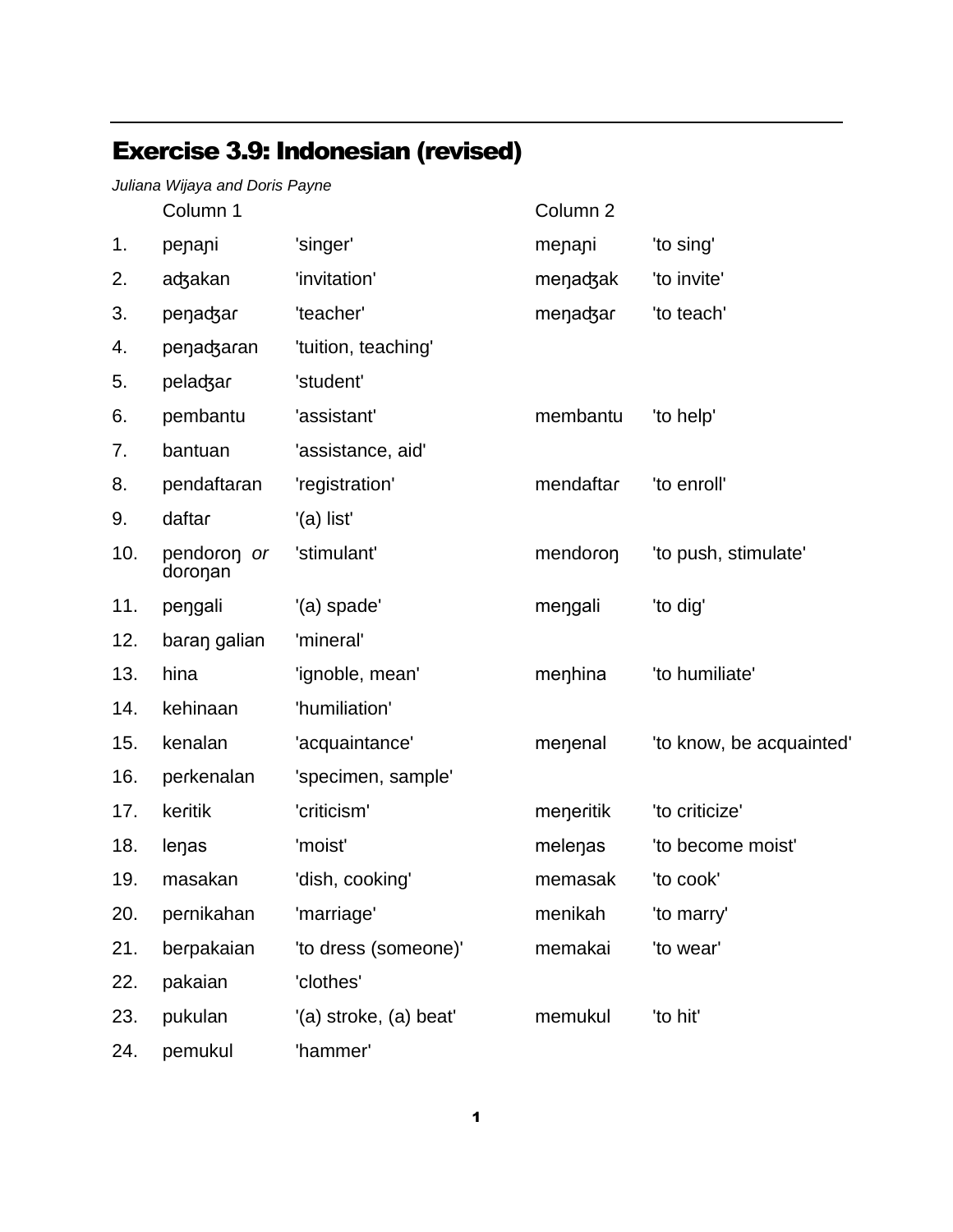## Exercise 3.9: Indonesian (revised)

*Juliana Wijaya and Doris Payne*

| | Column 1 | | Column 2 | |
|---|---|---|---|---|
| 1. | peɲaɲi | 'singer' | meɲaɲi | 'to sing' |
| 2. | aʤakan | 'invitation' | meŋaʤak | 'to invite' |
| 3. | peŋaʤaɾ | 'teacher' | meŋaʤaɾ | 'to teach' |
| 4. | peŋaʤaran | 'tuition, teaching' | | |
| 5. | pelaʤaɾ | 'student' | | |
| 6. | pembantu | 'assistant' | membantu | 'to help' |
| 7. | bantuan | 'assistance, aid' | | |
| 8. | pendaftaran | 'registration' | mendaftaɾ | 'to enroll' |
| 9. | daftaɾ | '(a) list' | | |
| 10. | pendoroŋ *or* doroŋan | 'stimulant' | mendoroŋ | 'to push, stimulate' |
| 11. | peŋgali | '(a) spade' | meŋgali | 'to dig' |
| 12. | baɾaŋ galian | 'mineral' | | |
| 13. | hina | 'ignoble, mean' | meŋhina | 'to humiliate' |
| 14. | kehinaan | 'humiliation' | | |
| 15. | kenalan | 'acquaintance' | meŋenal | 'to know, be acquainted' |
| 16. | peɾkenalan | 'specimen, sample' | | |
| 17. | keritik | 'criticism' | meŋeritik | 'to criticize' |
| 18. | leŋas | 'moist' | meleŋas | 'to become moist' |
| 19. | masakan | 'dish, cooking' | memasak | 'to cook' |
| 20. | peɾnikahan | 'marriage' | menikah | 'to marry' |
| 21. | beɾpakaian | 'to dress (someone)' | memakai | 'to wear' |
| 22. | pakaian | 'clothes' | | |
| 23. | pukulan | '(a) stroke, (a) beat' | memukul | 'to hit' |
| 24. | pemukul | 'hammer' | | |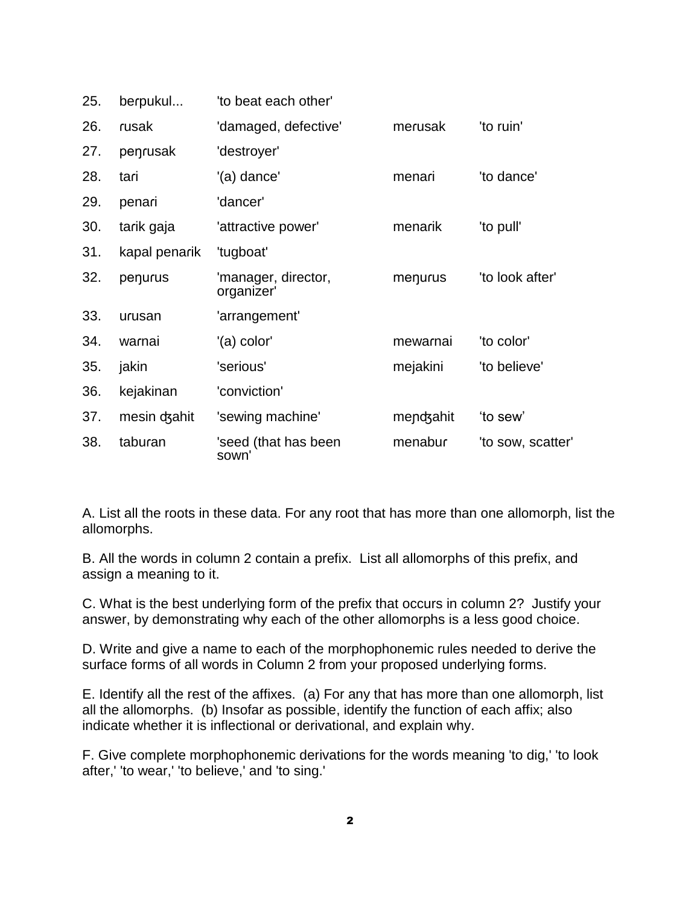| | | | | |
|---|---|---|---|---|
| 25. | berpukul... | 'to beat each other' | | |
| 26. | rusak | 'damaged, defective' | merusak | 'to ruin' |
| 27. | peŋrusak | 'destroyer' | | |
| 28. | tari | '(a) dance' | menari | 'to dance' |
| 29. | penari | 'dancer' | | |
| 30. | tarik gaja | 'attractive power' | menarik | 'to pull' |
| 31. | kapal penarik | 'tugboat' | | |
| 32. | peŋurus | 'manager, director, organizer' | meŋurus | 'to look after' |
| 33. | urusan | 'arrangement' | | |
| 34. | warnai | '(a) color' | mewarnai | 'to color' |
| 35. | jakin | 'serious' | mejakini | 'to believe' |
| 36. | kejakinan | 'conviction' | | |
| 37. | mesin ʤahit | 'sewing machine' | meɲʤahit | 'to sew' |
| 38. | taburan | 'seed (that has been sown)' | menabur | 'to sow, scatter' |

A. List all the roots in these data. For any root that has more than one allomorph, list the allomorphs.

B. All the words in column 2 contain a prefix. List all allomorphs of this prefix, and assign a meaning to it.

C. What is the best underlying form of the prefix that occurs in column 2? Justify your answer, by demonstrating why each of the other allomorphs is a less good choice.

D. Write and give a name to each of the morphophonemic rules needed to derive the surface forms of all words in Column 2 from your proposed underlying forms.

E. Identify all the rest of the affixes. (a) For any that has more than one allomorph, list all the allomorphs. (b) Insofar as possible, identify the function of each affix; also indicate whether it is inflectional or derivational, and explain why.

F. Give complete morphophonemic derivations for the words meaning 'to dig,' 'to look after,' 'to wear,' 'to believe,' and 'to sing.'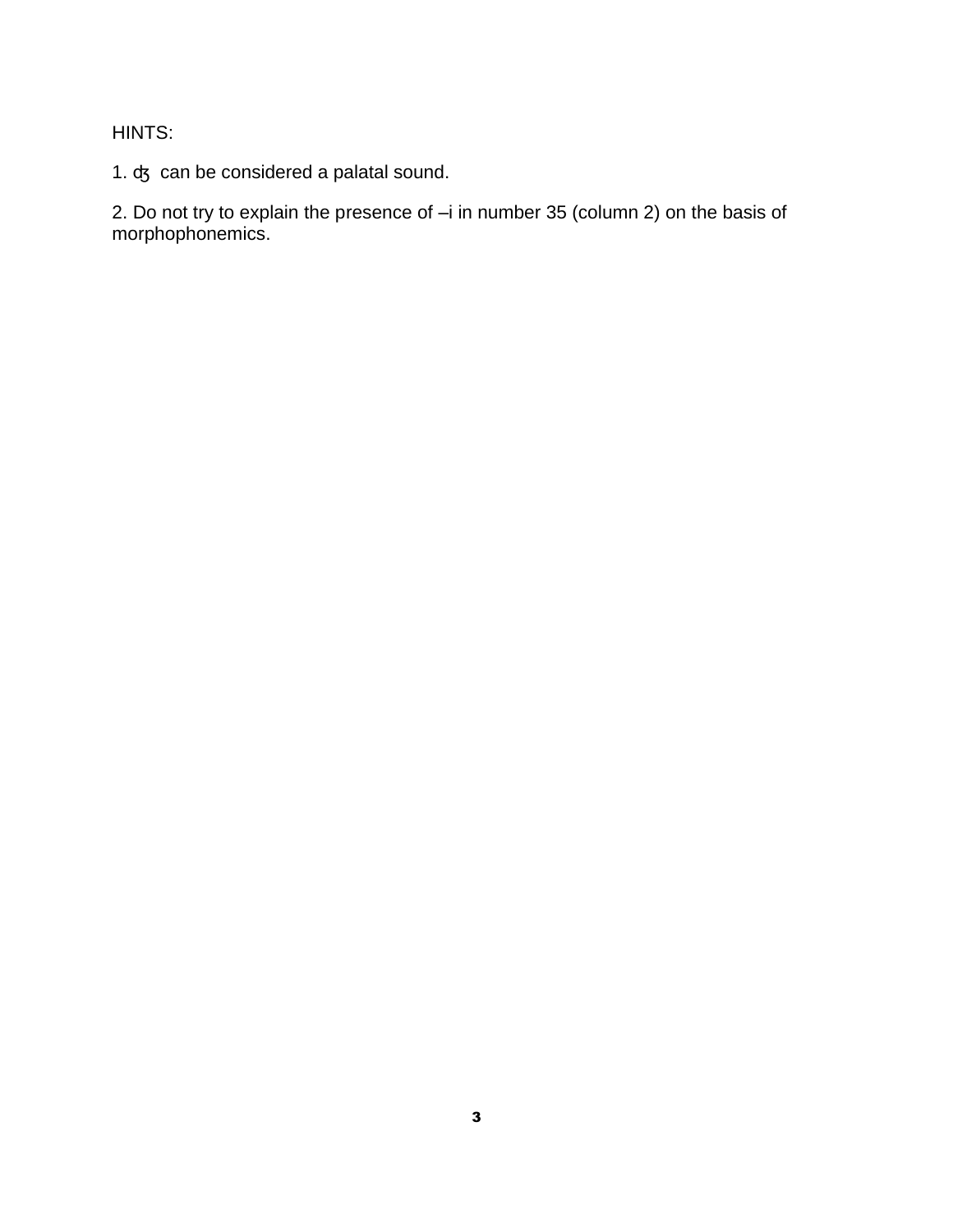HINTS:

1. ʤ can be considered a palatal sound.

2. Do not try to explain the presence of –i in number 35 (column 2) on the basis of morphophonemics.